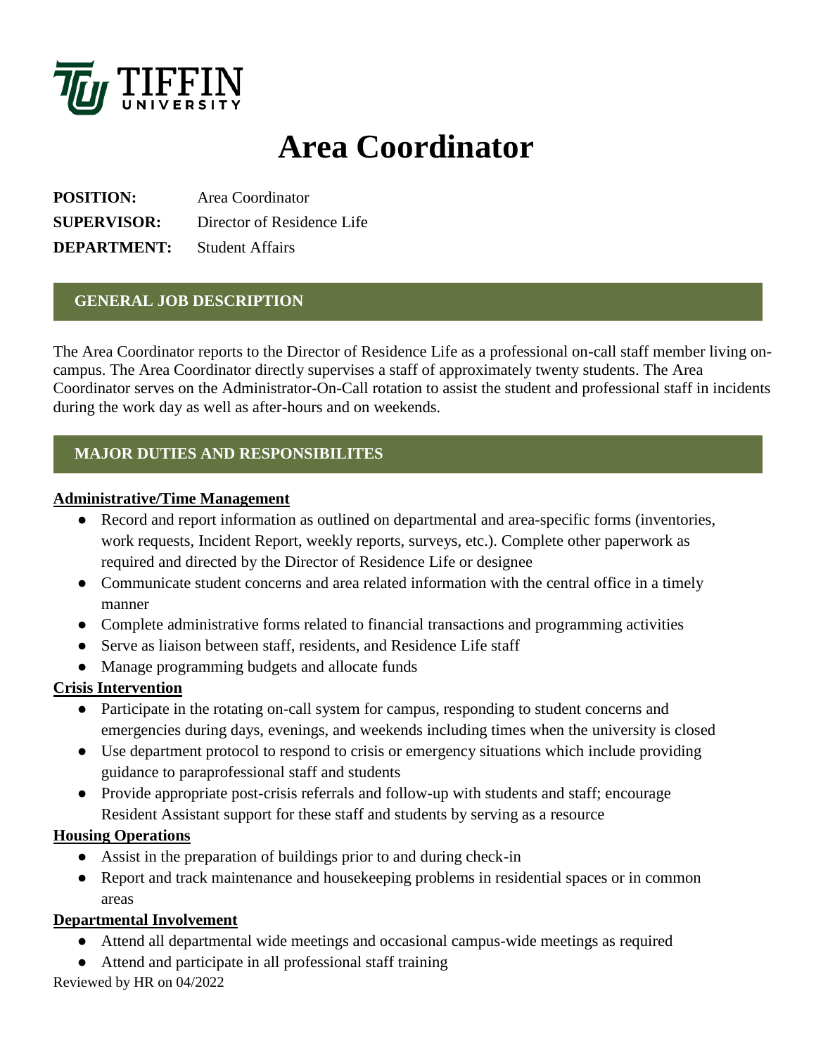TIFFIN UNIVERSITY

# Area Coordinator

**POSITION:** Area Coordinator
**SUPERVISOR:** Director of Residence Life
**DEPARTMENT:** Student Affairs

## GENERAL JOB DESCRIPTION

The Area Coordinator reports to the Director of Residence Life as a professional on-call staff member living on-campus. The Area Coordinator directly supervises a staff of approximately twenty students. The Area Coordinator serves on the Administrator-On-Call rotation to assist the student and professional staff in incidents during the work day as well as after-hours and on weekends.

## MAJOR DUTIES AND RESPONSIBILITES

### Administrative/Time Management

- Record and report information as outlined on departmental and area-specific forms (inventories, work requests, Incident Report, weekly reports, surveys, etc.). Complete other paperwork as required and directed by the Director of Residence Life or designee
- Communicate student concerns and area related information with the central office in a timely manner
- Complete administrative forms related to financial transactions and programming activities
- Serve as liaison between staff, residents, and Residence Life staff
- Manage programming budgets and allocate funds

### Crisis Intervention

- Participate in the rotating on-call system for campus, responding to student concerns and emergencies during days, evenings, and weekends including times when the university is closed
- Use department protocol to respond to crisis or emergency situations which include providing guidance to paraprofessional staff and students
- Provide appropriate post-crisis referrals and follow-up with students and staff; encourage Resident Assistant support for these staff and students by serving as a resource

### Housing Operations

- Assist in the preparation of buildings prior to and during check-in
- Report and track maintenance and housekeeping problems in residential spaces or in common areas

### Departmental Involvement

- Attend all departmental wide meetings and occasional campus-wide meetings as required
- Attend and participate in all professional staff training

Reviewed by HR on 04/2022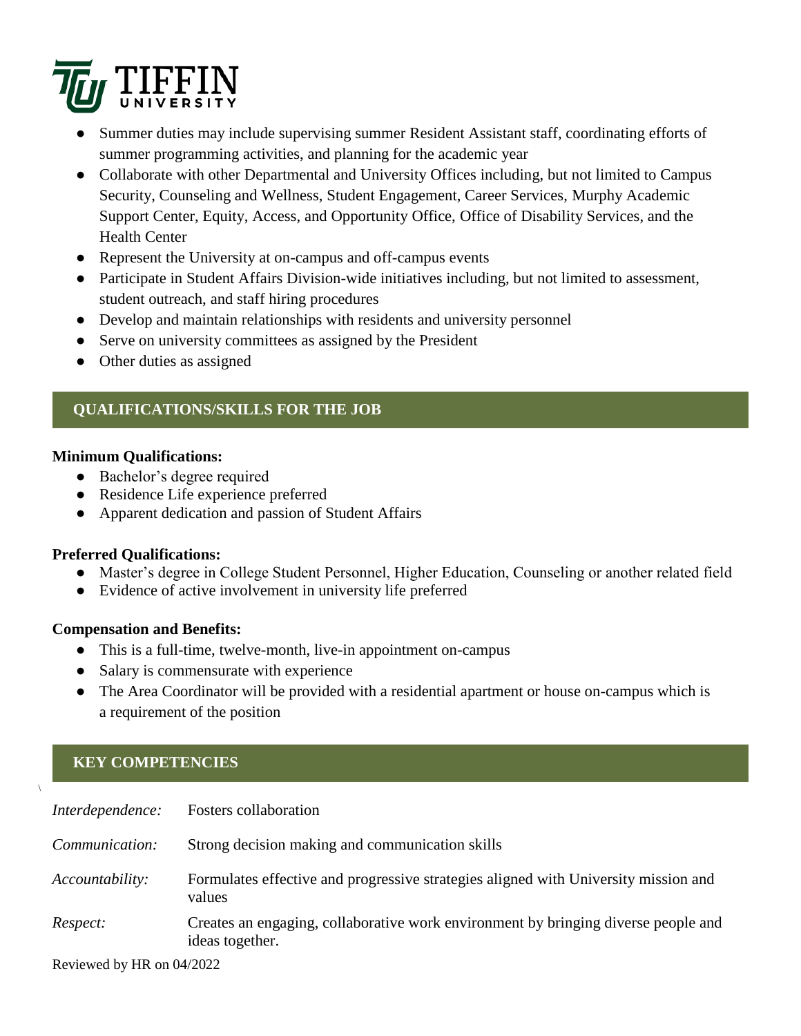- Summer duties may include supervising summer Resident Assistant staff, coordinating efforts of summer programming activities, and planning for the academic year
- Collaborate with other Departmental and University Offices including, but not limited to Campus Security, Counseling and Wellness, Student Engagement, Career Services, Murphy Academic Support Center, Equity, Access, and Opportunity Office, Office of Disability Services, and the Health Center
- Represent the University at on-campus and off-campus events
- Participate in Student Affairs Division-wide initiatives including, but not limited to assessment, student outreach, and staff hiring procedures
- Develop and maintain relationships with residents and university personnel
- Serve on university committees as assigned by the President
- Other duties as assigned

## QUALIFICATIONS/SKILLS FOR THE JOB

**Minimum Qualifications:**

- Bachelor's degree required
- Residence Life experience preferred
- Apparent dedication and passion of Student Affairs

**Preferred Qualifications:**

- Master's degree in College Student Personnel, Higher Education, Counseling or another related field
- Evidence of active involvement in university life preferred

**Compensation and Benefits:**

- This is a full-time, twelve-month, live-in appointment on-campus
- Salary is commensurate with experience
- The Area Coordinator will be provided with a residential apartment or house on-campus which is a requirement of the position

## KEY COMPETENCIES

| | |
|---|---|
| *Interdependence:* | Fosters collaboration |
| *Communication:* | Strong decision making and communication skills |
| *Accountability:* | Formulates effective and progressive strategies aligned with University mission and values |
| *Respect:* | Creates an engaging, collaborative work environment by bringing diverse people and ideas together. |

Reviewed by HR on 04/2022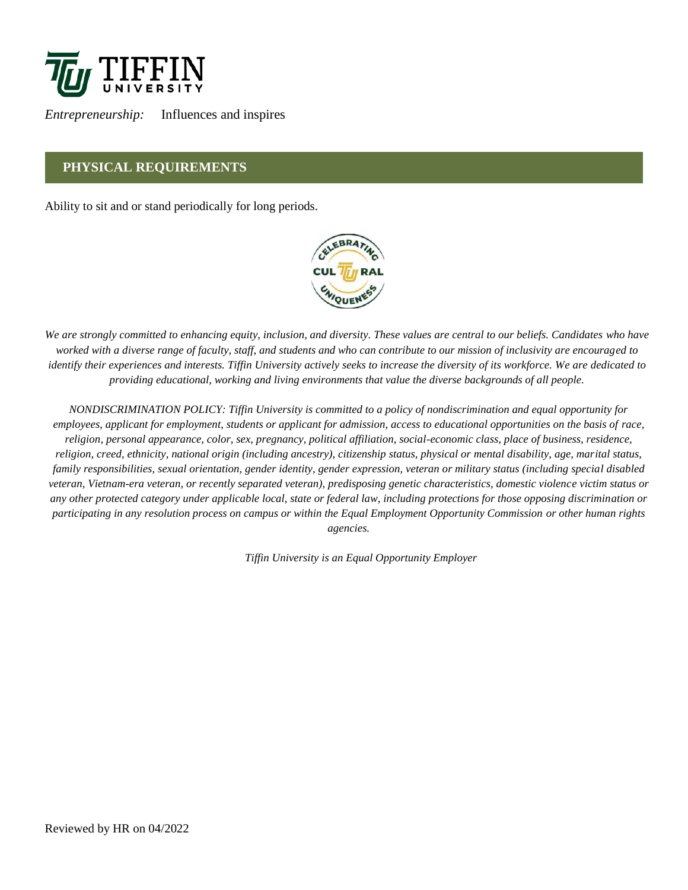*Entrepreneurship:* Influences and inspires

## PHYSICAL REQUIREMENTS

Ability to sit and or stand periodically for long periods.

*We are strongly committed to enhancing equity, inclusion, and diversity. These values are central to our beliefs. Candidates who have worked with a diverse range of faculty, staff, and students and who can contribute to our mission of inclusivity are encouraged to identify their experiences and interests. Tiffin University actively seeks to increase the diversity of its workforce. We are dedicated to providing educational, working and living environments that value the diverse backgrounds of all people.*

*NONDISCRIMINATION POLICY: Tiffin University is committed to a policy of nondiscrimination and equal opportunity for employees, applicant for employment, students or applicant for admission, access to educational opportunities on the basis of race, religion, personal appearance, color, sex, pregnancy, political affiliation, social-economic class, place of business, residence, religion, creed, ethnicity, national origin (including ancestry), citizenship status, physical or mental disability, age, marital status, family responsibilities, sexual orientation, gender identity, gender expression, veteran or military status (including special disabled veteran, Vietnam-era veteran, or recently separated veteran), predisposing genetic characteristics, domestic violence victim status or any other protected category under applicable local, state or federal law, including protections for those opposing discrimination or participating in any resolution process on campus or within the Equal Employment Opportunity Commission or other human rights agencies.*

*Tiffin University is an Equal Opportunity Employer*

Reviewed by HR on 04/2022